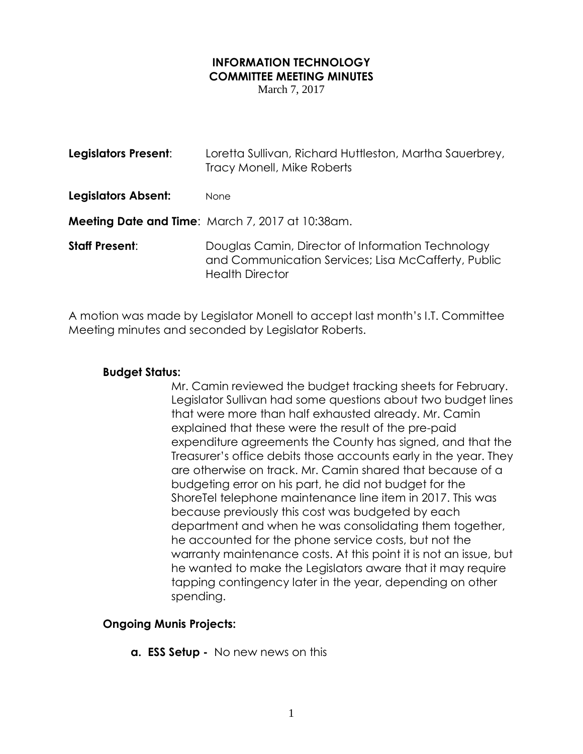# INFORMATION TECHNOLOGY COMMITTEE MEETING MINUTES

March 7, 2017

**Legislators Present**: Loretta Sullivan, Richard Huttleston, Martha Sauerbrey, Tracy Monell, Mike Roberts

**Legislators Absent:** None

**Meeting Date and Time**: March 7, 2017 at 10:38am.

**Staff Present**: Douglas Camin, Director of Information Technology and Communication Services; Lisa McCafferty, Public Health Director

A motion was made by Legislator Monell to accept last month's I.T. Committee Meeting minutes and seconded by Legislator Roberts.

**Budget Status:**

Mr. Camin reviewed the budget tracking sheets for February. Legislator Sullivan had some questions about two budget lines that were more than half exhausted already. Mr. Camin explained that these were the result of the pre-paid expenditure agreements the County has signed, and that the Treasurer's office debits those accounts early in the year. They are otherwise on track. Mr. Camin shared that because of a budgeting error on his part, he did not budget for the ShoreTel telephone maintenance line item in 2017. This was because previously this cost was budgeted by each department and when he was consolidating them together, he accounted for the phone service costs, but not the warranty maintenance costs. At this point it is not an issue, but he wanted to make the Legislators aware that it may require tapping contingency later in the year, depending on other spending.

**Ongoing Munis Projects:**

**a. ESS Setup -** No new news on this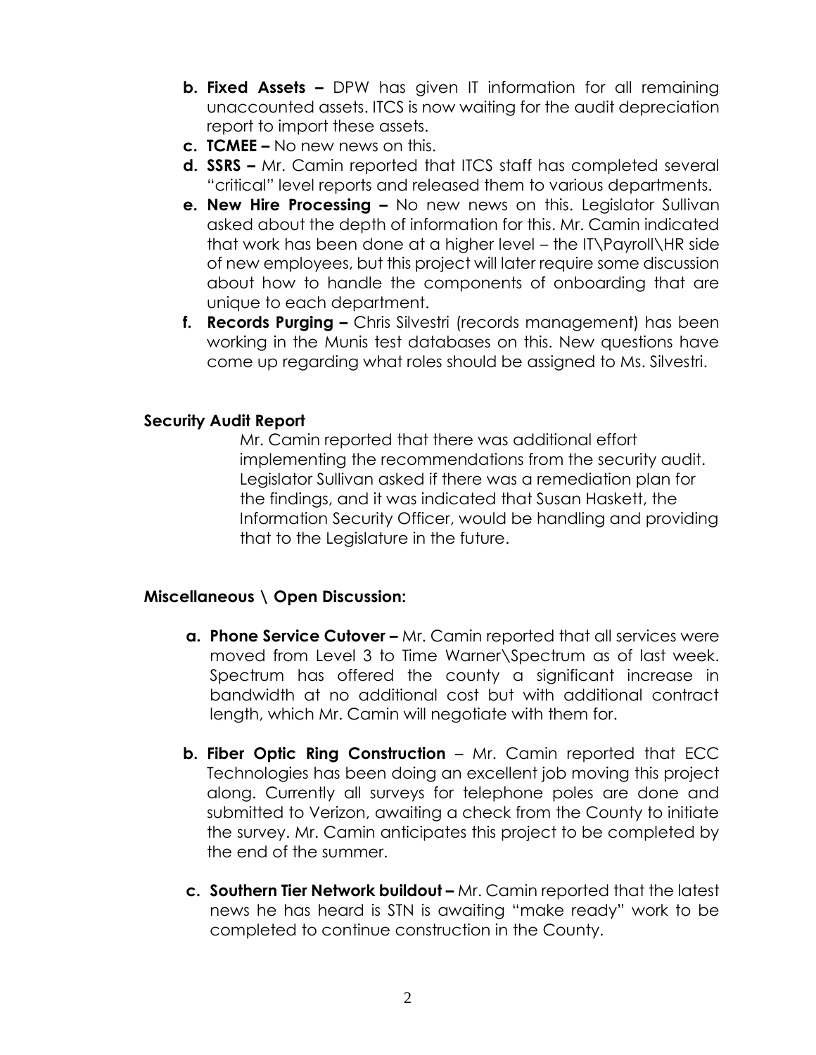- **b. Fixed Assets –** DPW has given IT information for all remaining unaccounted assets. ITCS is now waiting for the audit depreciation report to import these assets.
- **c. TCMEE –** No new news on this.
- **d. SSRS –** Mr. Camin reported that ITCS staff has completed several "critical" level reports and released them to various departments.
- **e. New Hire Processing –** No new news on this. Legislator Sullivan asked about the depth of information for this. Mr. Camin indicated that work has been done at a higher level – the IT\Payroll\HR side of new employees, but this project will later require some discussion about how to handle the components of onboarding that are unique to each department.
- **f. Records Purging –** Chris Silvestri (records management) has been working in the Munis test databases on this. New questions have come up regarding what roles should be assigned to Ms. Silvestri.

**Security Audit Report**

Mr. Camin reported that there was additional effort implementing the recommendations from the security audit. Legislator Sullivan asked if there was a remediation plan for the findings, and it was indicated that Susan Haskett, the Information Security Officer, would be handling and providing that to the Legislature in the future.

**Miscellaneous \ Open Discussion:**

- **a. Phone Service Cutover –** Mr. Camin reported that all services were moved from Level 3 to Time Warner\Spectrum as of last week. Spectrum has offered the county a significant increase in bandwidth at no additional cost but with additional contract length, which Mr. Camin will negotiate with them for.

- **b. Fiber Optic Ring Construction** – Mr. Camin reported that ECC Technologies has been doing an excellent job moving this project along. Currently all surveys for telephone poles are done and submitted to Verizon, awaiting a check from the County to initiate the survey. Mr. Camin anticipates this project to be completed by the end of the summer.

- **c. Southern Tier Network buildout –** Mr. Camin reported that the latest news he has heard is STN is awaiting "make ready" work to be completed to continue construction in the County.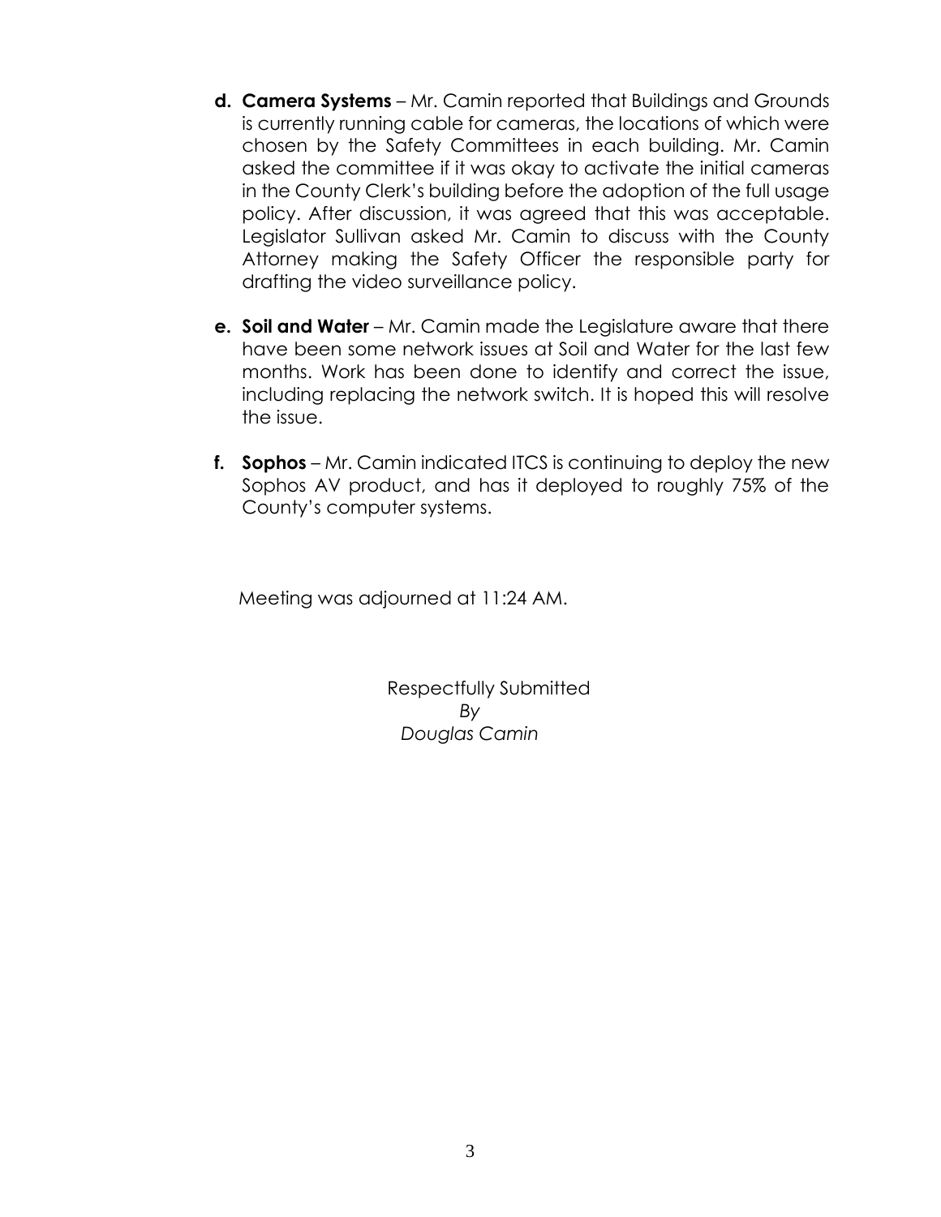- **d. Camera Systems** – Mr. Camin reported that Buildings and Grounds is currently running cable for cameras, the locations of which were chosen by the Safety Committees in each building. Mr. Camin asked the committee if it was okay to activate the initial cameras in the County Clerk's building before the adoption of the full usage policy. After discussion, it was agreed that this was acceptable. Legislator Sullivan asked Mr. Camin to discuss with the County Attorney making the Safety Officer the responsible party for drafting the video surveillance policy.

- **e. Soil and Water** – Mr. Camin made the Legislature aware that there have been some network issues at Soil and Water for the last few months. Work has been done to identify and correct the issue, including replacing the network switch. It is hoped this will resolve the issue.

- **f. Sophos** – Mr. Camin indicated ITCS is continuing to deploy the new Sophos AV product, and has it deployed to roughly 75% of the County's computer systems.

Meeting was adjourned at 11:24 AM.

Respectfully Submitted
*By*
*Douglas Camin*